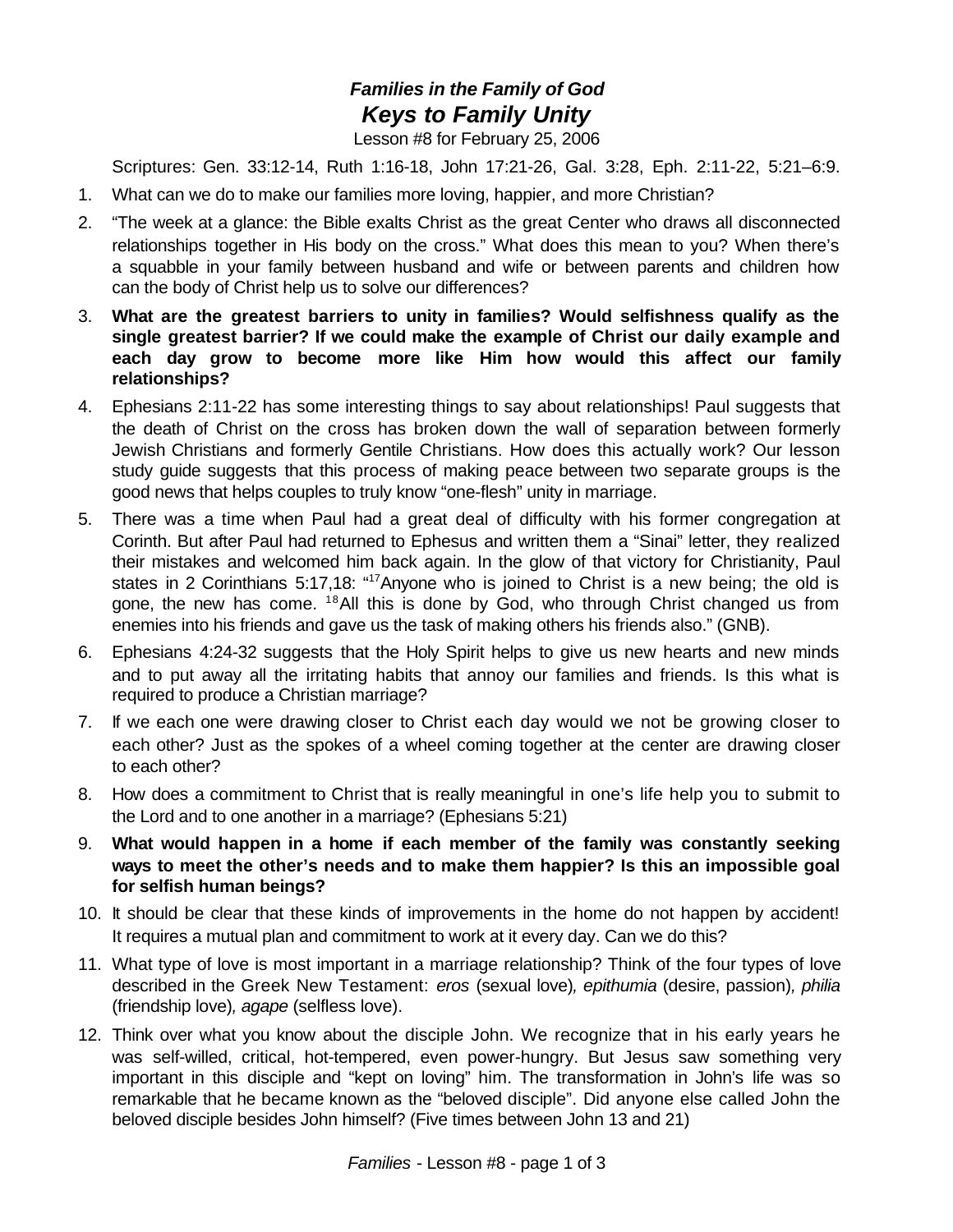# *Families in the Family of God*
## *Keys to Family Unity*

Lesson #8 for February 25, 2006

Scriptures: Gen. 33:12-14, Ruth 1:16-18, John 17:21-26, Gal. 3:28, Eph. 2:11-22, 5:21–6:9.

1. What can we do to make our families more loving, happier, and more Christian?
2. "The week at a glance: the Bible exalts Christ as the great Center who draws all disconnected relationships together in His body on the cross." What does this mean to you? When there's a squabble in your family between husband and wife or between parents and children how can the body of Christ help us to solve our differences?
3. **What are the greatest barriers to unity in families? Would selfishness qualify as the single greatest barrier? If we could make the example of Christ our daily example and each day grow to become more like Him how would this affect our family relationships?**
4. Ephesians 2:11-22 has some interesting things to say about relationships! Paul suggests that the death of Christ on the cross has broken down the wall of separation between formerly Jewish Christians and formerly Gentile Christians. How does this actually work? Our lesson study guide suggests that this process of making peace between two separate groups is the good news that helps couples to truly know "one-flesh" unity in marriage.
5. There was a time when Paul had a great deal of difficulty with his former congregation at Corinth. But after Paul had returned to Ephesus and written them a "Sinai" letter, they realized their mistakes and welcomed him back again. In the glow of that victory for Christianity, Paul states in 2 Corinthians 5:17,18: "[17]Anyone who is joined to Christ is a new being; the old is gone, the new has come. [18]All this is done by God, who through Christ changed us from enemies into his friends and gave us the task of making others his friends also." (GNB).
6. Ephesians 4:24-32 suggests that the Holy Spirit helps to give us new hearts and new minds and to put away all the irritating habits that annoy our families and friends. Is this what is required to produce a Christian marriage?
7. If we each one were drawing closer to Christ each day would we not be growing closer to each other? Just as the spokes of a wheel coming together at the center are drawing closer to each other?
8. How does a commitment to Christ that is really meaningful in one's life help you to submit to the Lord and to one another in a marriage? (Ephesians 5:21)
9. **What would happen in a home if each member of the family was constantly seeking ways to meet the other's needs and to make them happier? Is this an impossible goal for selfish human beings?**
10. It should be clear that these kinds of improvements in the home do not happen by accident! It requires a mutual plan and commitment to work at it every day. Can we do this?
11. What type of love is most important in a marriage relationship? Think of the four types of love described in the Greek New Testament: *eros* (sexual love), *epithumia* (desire, passion), *philia* (friendship love), *agape* (selfless love).
12. Think over what you know about the disciple John. We recognize that in his early years he was self-willed, critical, hot-tempered, even power-hungry. But Jesus saw something very important in this disciple and "kept on loving" him. The transformation in John's life was so remarkable that he became known as the "beloved disciple". Did anyone else called John the beloved disciple besides John himself? (Five times between John 13 and 21)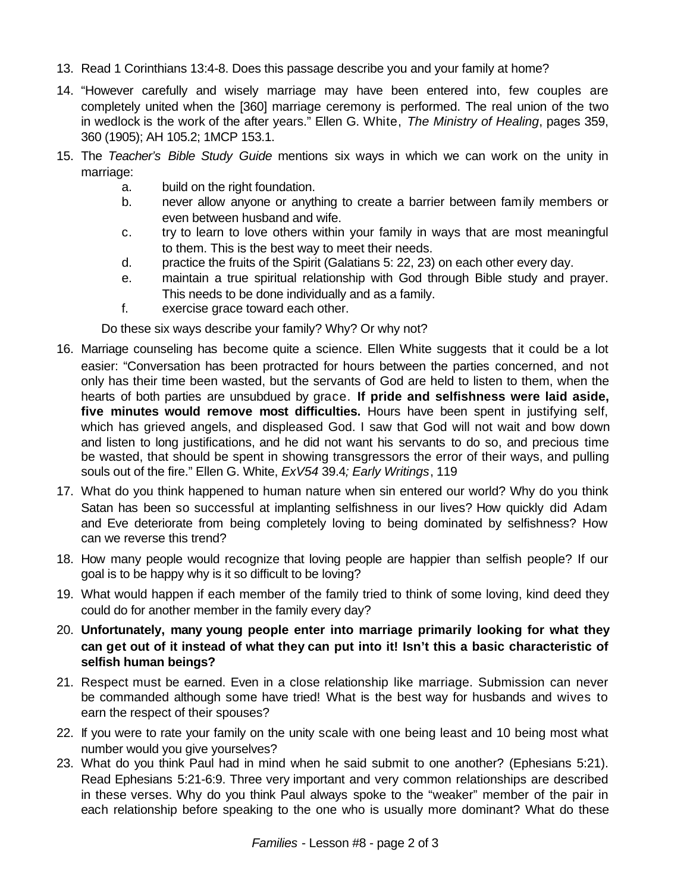13. Read 1 Corinthians 13:4-8. Does this passage describe you and your family at home?
14. "However carefully and wisely marriage may have been entered into, few couples are completely united when the [360] marriage ceremony is performed. The real union of the two in wedlock is the work of the after years." Ellen G. White, *The Ministry of Healing*, pages 359, 360 (1905); AH 105.2; 1MCP 153.1.
15. The *Teacher's Bible Study Guide* mentions six ways in which we can work on the unity in marriage:
    a. build on the right foundation.
    b. never allow anyone or anything to create a barrier between family members or even between husband and wife.
    c. try to learn to love others within your family in ways that are most meaningful to them. This is the best way to meet their needs.
    d. practice the fruits of the Spirit (Galatians 5: 22, 23) on each other every day.
    e. maintain a true spiritual relationship with God through Bible study and prayer. This needs to be done individually and as a family.
    f. exercise grace toward each other.

    Do these six ways describe your family? Why? Or why not?
16. Marriage counseling has become quite a science. Ellen White suggests that it could be a lot easier: "Conversation has been protracted for hours between the parties concerned, and not only has their time been wasted, but the servants of God are held to listen to them, when the hearts of both parties are unsubdued by grace. **If pride and selfishness were laid aside, five minutes would remove most difficulties.** Hours have been spent in justifying self, which has grieved angels, and displeased God. I saw that God will not wait and bow down and listen to long justifications, and he did not want his servants to do so, and precious time be wasted, that should be spent in showing transgressors the error of their ways, and pulling souls out of the fire." Ellen G. White, *ExV54* 39.4*; Early Writings*, 119
17. What do you think happened to human nature when sin entered our world? Why do you think Satan has been so successful at implanting selfishness in our lives? How quickly did Adam and Eve deteriorate from being completely loving to being dominated by selfishness? How can we reverse this trend?
18. How many people would recognize that loving people are happier than selfish people? If our goal is to be happy why is it so difficult to be loving?
19. What would happen if each member of the family tried to think of some loving, kind deed they could do for another member in the family every day?
20. **Unfortunately, many young people enter into marriage primarily looking for what they can get out of it instead of what they can put into it! Isn't this a basic characteristic of selfish human beings?**
21. Respect must be earned. Even in a close relationship like marriage. Submission can never be commanded although some have tried! What is the best way for husbands and wives to earn the respect of their spouses?
22. If you were to rate your family on the unity scale with one being least and 10 being most what number would you give yourselves?
23. What do you think Paul had in mind when he said submit to one another? (Ephesians 5:21). Read Ephesians 5:21-6:9. Three very important and very common relationships are described in these verses. Why do you think Paul always spoke to the "weaker" member of the pair in each relationship before speaking to the one who is usually more dominant? What do these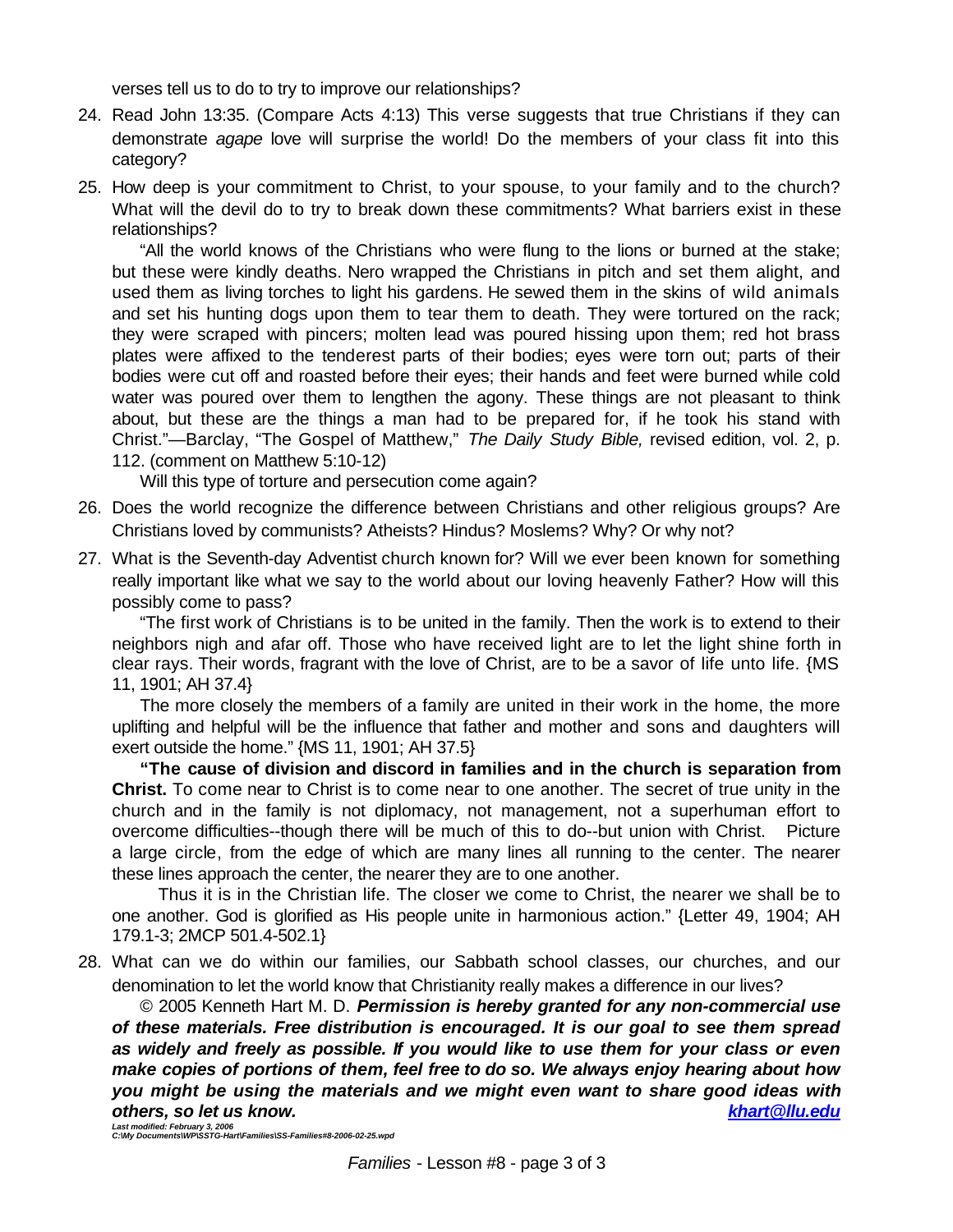verses tell us to do to try to improve our relationships?

24. Read John 13:35. (Compare Acts 4:13) This verse suggests that true Christians if they can demonstrate *agape* love will surprise the world! Do the members of your class fit into this category?

25. How deep is your commitment to Christ, to your spouse, to your family and to the church? What will the devil do to try to break down these commitments? What barriers exist in these relationships?

   "All the world knows of the Christians who were flung to the lions or burned at the stake; but these were kindly deaths. Nero wrapped the Christians in pitch and set them alight, and used them as living torches to light his gardens. He sewed them in the skins of wild animals and set his hunting dogs upon them to tear them to death. They were tortured on the rack; they were scraped with pincers; molten lead was poured hissing upon them; red hot brass plates were affixed to the tenderest parts of their bodies; eyes were torn out; parts of their bodies were cut off and roasted before their eyes; their hands and feet were burned while cold water was poured over them to lengthen the agony. These things are not pleasant to think about, but these are the things a man had to be prepared for, if he took his stand with Christ."—Barclay, "The Gospel of Matthew," *The Daily Study Bible,* revised edition, vol. 2, p. 112. (comment on Matthew 5:10-12)

   Will this type of torture and persecution come again?

26. Does the world recognize the difference between Christians and other religious groups? Are Christians loved by communists? Atheists? Hindus? Moslems? Why? Or why not?

27. What is the Seventh-day Adventist church known for? Will we ever been known for something really important like what we say to the world about our loving heavenly Father? How will this possibly come to pass?

   "The first work of Christians is to be united in the family. Then the work is to extend to their neighbors nigh and afar off. Those who have received light are to let the light shine forth in clear rays. Their words, fragrant with the love of Christ, are to be a savor of life unto life. {MS 11, 1901; AH 37.4}

   The more closely the members of a family are united in their work in the home, the more uplifting and helpful will be the influence that father and mother and sons and daughters will exert outside the home." {MS 11, 1901; AH 37.5}

   **"The cause of division and discord in families and in the church is separation from Christ.** To come near to Christ is to come near to one another. The secret of true unity in the church and in the family is not diplomacy, not management, not a superhuman effort to overcome difficulties--though there will be much of this to do--but union with Christ. Picture a large circle, from the edge of which are many lines all running to the center. The nearer these lines approach the center, the nearer they are to one another.

   Thus it is in the Christian life. The closer we come to Christ, the nearer we shall be to one another. God is glorified as His people unite in harmonious action." {Letter 49, 1904; AH 179.1-3; 2MCP 501.4-502.1}

28. What can we do within our families, our Sabbath school classes, our churches, and our denomination to let the world know that Christianity really makes a difference in our lives?

© 2005 Kenneth Hart M. D. ***Permission is hereby granted for any non-commercial use of these materials. Free distribution is encouraged. It is our goal to see them spread as widely and freely as possible. If you would like to use them for your class or even make copies of portions of them, feel free to do so. We always enjoy hearing about how you might be using the materials and we might even want to share good ideas with others, so let us know.*** ***khart@llu.edu***

***Last modified: February 3, 2006***
***C:\My Documents\WP\SSTG-Hart\Families\SS-Families#8-2006-02-25.wpd***